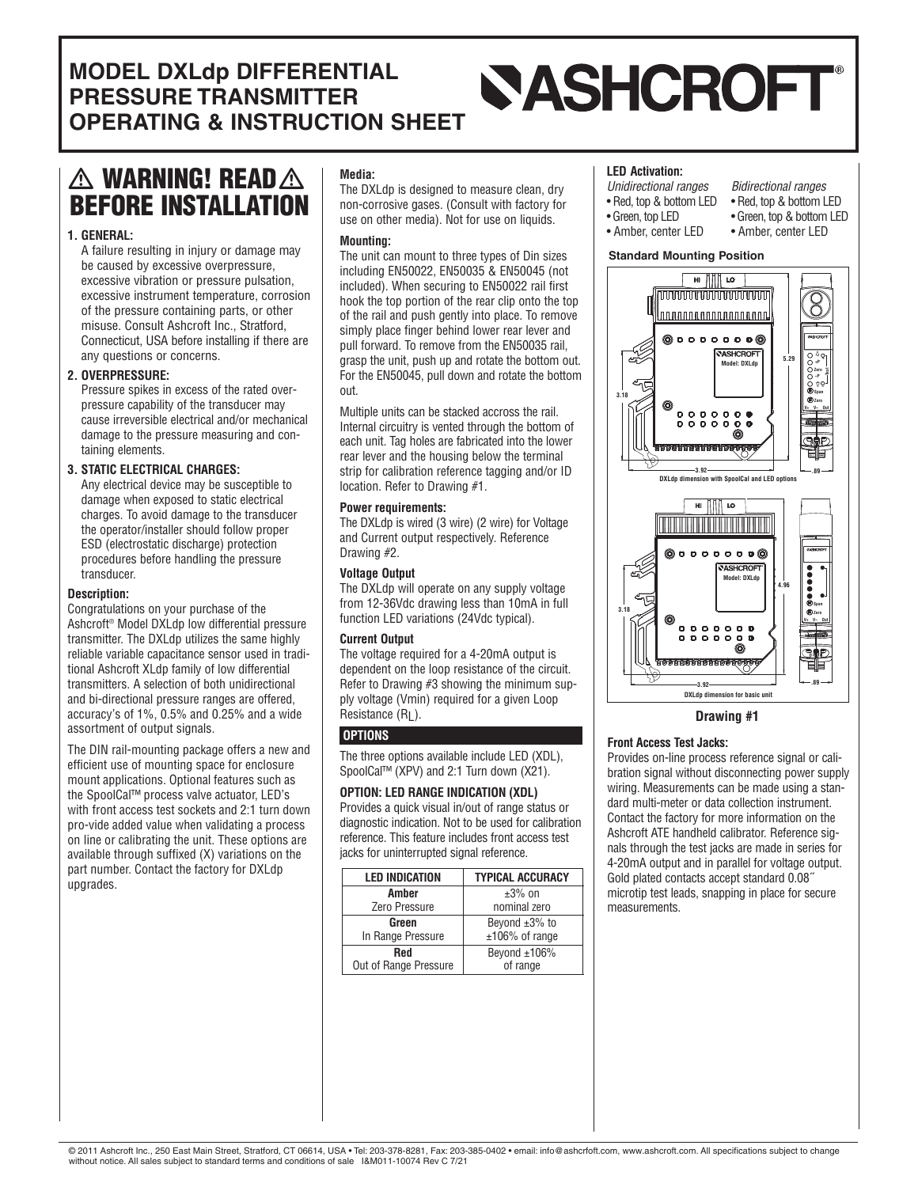# MODEL DXLdp DIFFERENTIAL PRESSURE TRANSMITTER OPERATING & INSTRUCTION SHEET

## ⚠ WARNING! READ ⚠ BEFORE INSTALLATION

**1. GENERAL:**

A failure resulting in injury or damage may be caused by excessive overpressure, excessive vibration or pressure pulsation, excessive instrument temperature, corrosion of the pressure containing parts, or other misuse. Consult Ashcroft Inc., Stratford, Connecticut, USA before installing if there are any questions or concerns.

**2. OVERPRESSURE:**

Pressure spikes in excess of the rated over-pressure capability of the transducer may cause irreversible electrical and/or mechanical damage to the pressure measuring and containing elements.

**3. STATIC ELECTRICAL CHARGES:**

Any electrical device may be susceptible to damage when exposed to static electrical charges. To avoid damage to the transducer the operator/installer should follow proper ESD (electrostatic discharge) protection procedures before handling the pressure transducer.

**Description:**

Congratulations on your purchase of the Ashcroft® Model DXLdp low differential pressure transmitter. The DXLdp utilizes the same highly reliable variable capacitance sensor used in traditional Ashcroft XLdp family of low differential transmitters. A selection of both unidirectional and bi-directional pressure ranges are offered, accuracy's of 1%, 0.5% and 0.25% and a wide assortment of output signals.

The DIN rail-mounting package offers a new and efficient use of mounting space for enclosure mount applications. Optional features such as the SpoolCal™ process valve actuator, LED's with front access test sockets and 2:1 turn down pro-vide added value when validating a process on line or calibrating the unit. These options are available through suffixed (X) variations on the part number. Contact the factory for DXLdp upgrades.

**Media:**

The DXLdp is designed to measure clean, dry non-corrosive gases. (Consult with factory for use on other media). Not for use on liquids.

**Mounting:**

The unit can mount to three types of Din sizes including EN50022, EN50035 & EN50045 (not included). When securing to EN50022 rail first hook the top portion of the rear clip onto the top of the rail and push gently into place. To remove simply place finger behind lower rear lever and pull forward. To remove from the EN50035 rail, grasp the unit, push up and rotate the bottom out. For the EN50045, pull down and rotate the bottom out.

Multiple units can be stacked accross the rail. Internal circuitry is vented through the bottom of each unit. Tag holes are fabricated into the lower rear lever and the housing below the terminal strip for calibration reference tagging and/or ID location. Refer to Drawing #1.

**Power requirements:**

The DXLdp is wired (3 wire) (2 wire) for Voltage and Current output respectively. Reference Drawing #2.

**Voltage Output**

The DXLdp will operate on any supply voltage from 12-36Vdc drawing less than 10mA in full function LED variations (24Vdc typical).

**Current Output**

The voltage required for a 4-20mA output is dependent on the loop resistance of the circuit. Refer to Drawing #3 showing the minimum supply voltage (Vmin) required for a given Loop Resistance ($R_L$).

### OPTIONS

The three options available include LED (XDL), SpoolCal™ (XPV) and 2:1 Turn down (X21).

**OPTION: LED RANGE INDICATION (XDL)**

Provides a quick visual in/out of range status or diagnostic indication. Not to be used for calibration reference. This feature includes front access test jacks for uninterrupted signal reference.

| LED INDICATION | TYPICAL ACCURACY |
|---|---|
| **Amber** Zero Pressure | ±3% on nominal zero |
| **Green** In Range Pressure | Beyond ±3% to ±106% of range |
| **Red** Out of Range Pressure | Beyond ±106% of range |

**LED Activation:**

*Unidirectional ranges*
- Red, top & bottom LED
- Green, top LED
- Amber, center LED

*Bidirectional ranges*
- Red, top & bottom LED
- Green, top & bottom LED
- Amber, center LED

**Standard Mounting Position**

DXLdp dimension with SpoolCal and LED options

DXLdp dimension for basic unit

**Drawing #1**

**Front Access Test Jacks:**

Provides on-line process reference signal or calibration signal without disconnecting power supply wiring. Measurements can be made using a standard multi-meter or data collection instrument. Contact the factory for more information on the Ashcroft ATE handheld calibrator. Reference signals through the test jacks are made in series for 4-20mA output and in parallel for voltage output. Gold plated contacts accept standard 0.08˝ microtip test leads, snapping in place for secure measurements.

© 2011 Ashcroft Inc., 250 East Main Street, Stratford, CT 06614, USA • Tel: 203-378-8281, Fax: 203-385-0402 • email: info@ashcroft.com, www.ashcroft.com. All specifications subject to change without notice. All sales subject to standard terms and conditions of sale I&M011-10074 Rev C 7/21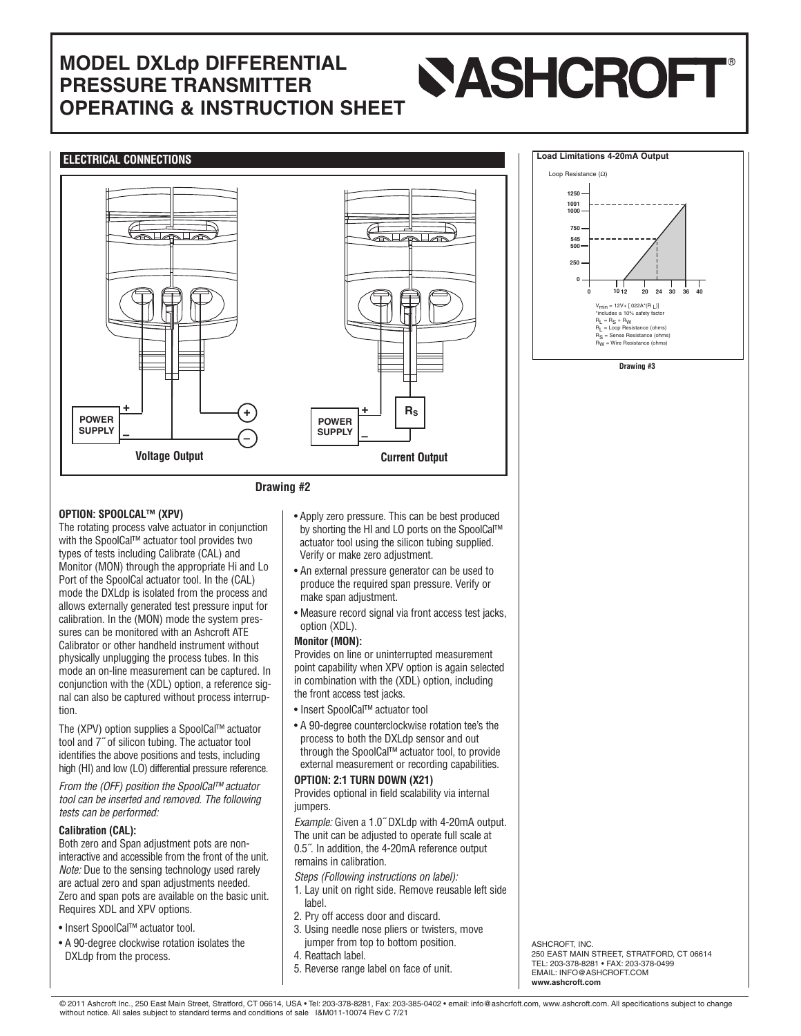# MODEL DXLdp DIFFERENTIAL PRESSURE TRANSMITTER OPERATING & INSTRUCTION SHEET

ASHCROFT®

## ELECTRICAL CONNECTIONS

POWER SUPPLY
+
–
+
–
Voltage Output

POWER SUPPLY
+
–
$R_S$
Current Output

Drawing #2

**Load Limitations 4-20mA Output**

Loop Resistance (Ω)

1250
1091
1000
750
545
500
250
0

0
10
12
20
24
30
36
40

$V_{min}$ = 12V+ [.022A*($R_L$)]
*includes a 10% safety factor
$R_L = R_S + R_W$
$R_L$ = Loop Resistance (ohms)
$R_S$ = Sense Resistance (ohms)
$R_W$ = Wire Resistance (ohms)

Drawing #3

### OPTION: SPOOLCAL™ (XPV)

The rotating process valve actuator in conjunction with the SpoolCal™ actuator tool provides two types of tests including Calibrate (CAL) and Monitor (MON) through the appropriate Hi and Lo Port of the SpoolCal actuator tool. In the (CAL) mode the DXLdp is isolated from the process and allows externally generated test pressure input for calibration. In the (MON) mode the system pressures can be monitored with an Ashcroft ATE Calibrator or other handheld instrument without physically unplugging the process tubes. In this mode an on-line measurement can be captured. In conjunction with the (XDL) option, a reference signal can also be captured without process interruption.

The (XPV) option supplies a SpoolCal™ actuator tool and 7˝ of silicon tubing. The actuator tool identifies the above positions and tests, including high (HI) and low (LO) differential pressure reference.

*From the (OFF) position the SpoolCal™ actuator tool can be inserted and removed. The following tests can be performed:*

#### Calibration (CAL):

Both zero and Span adjustment pots are non-interactive and accessible from the front of the unit. *Note:* Due to the sensing technology used rarely are actual zero and span adjustments needed. Zero and span pots are available on the basic unit. Requires XDL and XPV options.

- Insert SpoolCal™ actuator tool.
- A 90-degree clockwise rotation isolates the DXLdp from the process.
- Apply zero pressure. This can be best produced by shorting the HI and LO ports on the SpoolCal™ actuator tool using the silicon tubing supplied. Verify or make zero adjustment.
- An external pressure generator can be used to produce the required span pressure. Verify or make span adjustment.
- Measure record signal via front access test jacks, option (XDL).

#### Monitor (MON):

Provides on line or uninterrupted measurement point capability when XPV option is again selected in combination with the (XDL) option, including the front access test jacks.

- Insert SpoolCal™ actuator tool
- A 90-degree counterclockwise rotation tee's the process to both the DXLdp sensor and out through the SpoolCal™ actuator tool, to provide external measurement or recording capabilities.

### OPTION: 2:1 TURN DOWN (X21)

Provides optional in field scalability via internal jumpers.

*Example:* Given a 1.0˝ DXLdp with 4-20mA output. The unit can be adjusted to operate full scale at 0.5˝. In addition, the 4-20mA reference output remains in calibration.

*Steps (Following instructions on label):*

1. Lay unit on right side. Remove reusable left side label.
2. Pry off access door and discard.
3. Using needle nose pliers or twisters, move jumper from top to bottom position.
4. Reattach label.
5. Reverse range label on face of unit.

ASHCROFT, INC.
250 EAST MAIN STREET, STRATFORD, CT 06614
TEL: 203-378-8281 • FAX: 203-378-0499
EMAIL: INFO@ASHCROFT.COM
**www.ashcroft.com**

© 2011 Ashcroft Inc., 250 East Main Street, Stratford, CT 06614, USA • Tel: 203-378-8281, Fax: 203-385-0402 • email: info@ashcrfoft.com, www.ashcroft.com. All specifications subject to change without notice. All sales subject to standard terms and conditions of sale I&M011-10074 Rev C 7/21